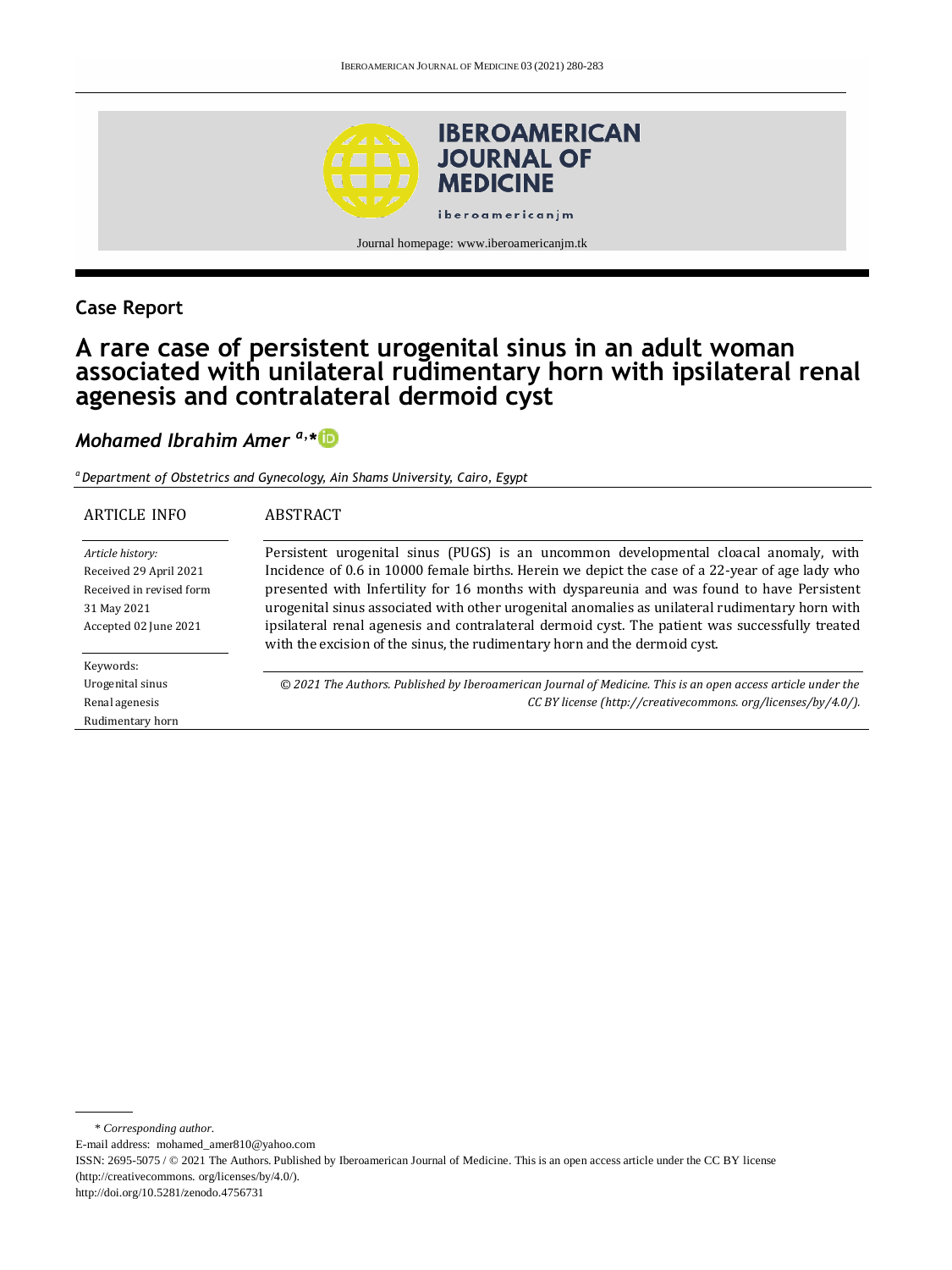Case Report

# A rare case of persistent urogenital sinus in an adult woman associated with unilateral rudimentary horn with ipsilateral renal agenesis and contralateral dermoid cyst

*Mohamed Ibrahim Amer* [a,*]

[a] *Department of Obstetrics and Gynecology, Ain Shams University, Cairo, Egypt*

ARTICLE INFO

*Article history:*
Received 29 April 2021
Received in revised form 31 May 2021
Accepted 02 June 2021

Keywords:
Urogenital sinus
Renal agenesis
Rudimentary horn

ABSTRACT

Persistent urogenital sinus (PUGS) is an uncommon developmental cloacal anomaly, with Incidence of 0.6 in 10000 female births. Herein we depict the case of a 22-year of age lady who presented with Infertility for 16 months with dyspareunia and was found to have Persistent urogenital sinus associated with other urogenital anomalies as unilateral rudimentary horn with ipsilateral renal agenesis and contralateral dermoid cyst. The patient was successfully treated with the excision of the sinus, the rudimentary horn and the dermoid cyst.

*© 2021 The Authors. Published by Iberoamerican Journal of Medicine. This is an open access article under the CC BY license (http://creativecommons. org/licenses/by/4.0/).*

\* *Corresponding author.*
E-mail address: mohamed_amer810@yahoo.com
ISSN: 2695-5075 / © 2021 The Authors. Published by Iberoamerican Journal of Medicine. This is an open access article under the CC BY license (http://creativecommons. org/licenses/by/4.0/).
http://doi.org/10.5281/zenodo.4756731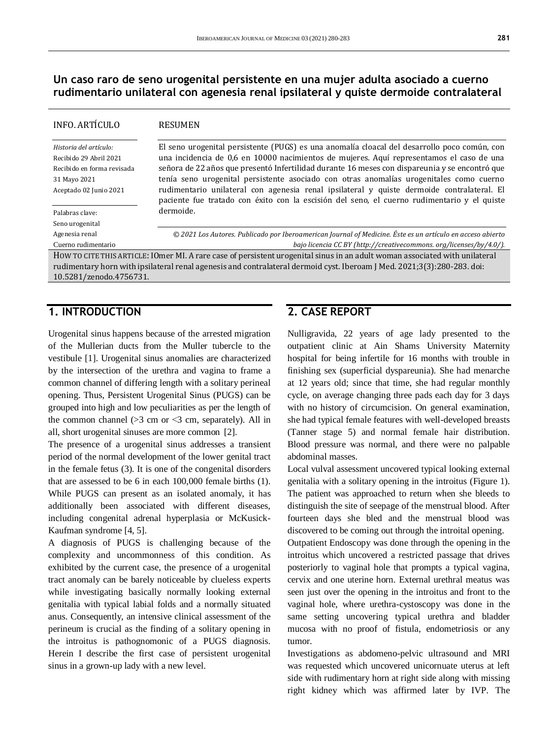# Un caso raro de seno urogenital persistente en una mujer adulta asociado a cuerno rudimentario unilateral con agenesia renal ipsilateral y quiste dermoide contralateral

| INFO. ARTÍCULO | RESUMEN |
|---|---|
| *Historia del artículo:* Recibido 29 Abril 2021 Recibido en forma revisada 31 Mayo 2021 Aceptado 02 Junio 2021 | El seno urogenital persistente (PUGS) es una anomalía cloacal del desarrollo poco común, con una incidencia de 0,6 en 10000 nacimientos de mujeres. Aquí representamos el caso de una señora de 22 años que presentó Infertilidad durante 16 meses con dispareunia y se encontró que tenía seno urogenital persistente asociado con otras anomalías urogenitales como cuerno rudimentario unilateral con agenesia renal ipsilateral y quiste dermoide contralateral. El paciente fue tratado con éxito con la escisión del seno, el cuerno rudimentario y el quiste dermoide. |
| Palabras clave: Seno urogenital Agenesia renal Cuerno rudimentario | *© 2021 Los Autores. Publicado por Iberoamerican Journal of Medicine. Éste es un artículo en acceso abierto bajo licencia CC BY (http://creativecommons. org/licenses/by/4.0/).* |

HOW TO CITE THIS ARTICLE: IOmer MI. A rare case of persistent urogenital sinus in an adult woman associated with unilateral rudimentary horn with ipsilateral renal agenesis and contralateral dermoid cyst. Iberoam J Med. 2021;3(3):280-283. doi: 10.5281/zenodo.4756731.

## 1. INTRODUCTION

Urogenital sinus happens because of the arrested migration of the Mullerian ducts from the Muller tubercle to the vestibule [1]. Urogenital sinus anomalies are characterized by the intersection of the urethra and vagina to frame a common channel of differing length with a solitary perineal opening. Thus, Persistent Urogenital Sinus (PUGS) can be grouped into high and low peculiarities as per the length of the common channel (>3 cm or <3 cm, separately). All in all, short urogenital sinuses are more common [2].

The presence of a urogenital sinus addresses a transient period of the normal development of the lower genital tract in the female fetus (3). It is one of the congenital disorders that are assessed to be 6 in each 100,000 female births (1). While PUGS can present as an isolated anomaly, it has additionally been associated with different diseases, including congenital adrenal hyperplasia or McKusick-Kaufman syndrome [4, 5].

A diagnosis of PUGS is challenging because of the complexity and uncommonness of this condition. As exhibited by the current case, the presence of a urogenital tract anomaly can be barely noticeable by clueless experts while investigating basically normally looking external genitalia with typical labial folds and a normally situated anus. Consequently, an intensive clinical assessment of the perineum is crucial as the finding of a solitary opening in the introitus is pathognomonic of a PUGS diagnosis. Herein I describe the first case of persistent urogenital sinus in a grown-up lady with a new level.

## 2. CASE REPORT

Nulligravida, 22 years of age lady presented to the outpatient clinic at Ain Shams University Maternity hospital for being infertile for 16 months with trouble in finishing sex (superficial dyspareunia). She had menarche at 12 years old; since that time, she had regular monthly cycle, on average changing three pads each day for 3 days with no history of circumcision. On general examination, she had typical female features with well-developed breasts (Tanner stage 5) and normal female hair distribution. Blood pressure was normal, and there were no palpable abdominal masses.

Local vulval assessment uncovered typical looking external genitalia with a solitary opening in the introitus (Figure 1). The patient was approached to return when she bleeds to distinguish the site of seepage of the menstrual blood. After fourteen days she bled and the menstrual blood was discovered to be coming out through the introital opening.

Outpatient Endoscopy was done through the opening in the introitus which uncovered a restricted passage that drives posteriorly to vaginal hole that prompts a typical vagina, cervix and one uterine horn. External urethral meatus was seen just over the opening in the introitus and front to the vaginal hole, where urethra-cystoscopy was done in the same setting uncovering typical urethra and bladder mucosa with no proof of fistula, endometriosis or any tumor.

Investigations as abdomeno-pelvic ultrasound and MRI was requested which uncovered unicornuate uterus at left side with rudimentary horn at right side along with missing right kidney which was affirmed later by IVP. The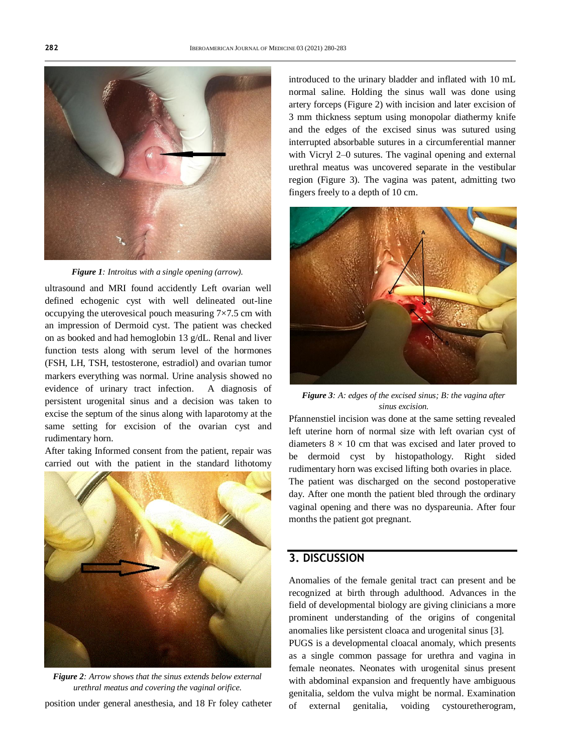*Figure 1: Introitus with a single opening (arrow).*

ultrasound and MRI found accidently Left ovarian well defined echogenic cyst with well delineated out-line occupying the uterovesical pouch measuring 7×7.5 cm with an impression of Dermoid cyst. The patient was checked on as booked and had hemoglobin 13 g/dL. Renal and liver function tests along with serum level of the hormones (FSH, LH, TSH, testosterone, estradiol) and ovarian tumor markers everything was normal. Urine analysis showed no evidence of urinary tract infection. A diagnosis of persistent urogenital sinus and a decision was taken to excise the septum of the sinus along with laparotomy at the same setting for excision of the ovarian cyst and rudimentary horn.

After taking Informed consent from the patient, repair was carried out with the patient in the standard lithotomy position under general anesthesia, and 18 Fr foley catheter introduced to the urinary bladder and inflated with 10 mL normal saline. Holding the sinus wall was done using artery forceps (Figure 2) with incision and later excision of 3 mm thickness septum using monopolar diathermy knife and the edges of the excised sinus was sutured using interrupted absorbable sutures in a circumferential manner with Vicryl 2–0 sutures. The vaginal opening and external urethral meatus was uncovered separate in the vestibular region (Figure 3). The vagina was patent, admitting two fingers freely to a depth of 10 cm.

*Figure 2: Arrow shows that the sinus extends below external urethral meatus and covering the vaginal orifice.*

*Figure 3: A: edges of the excised sinus; B: the vagina after sinus excision.*

Pfannenstiel incision was done at the same setting revealed left uterine horn of normal size with left ovarian cyst of diameters 8 × 10 cm that was excised and later proved to be dermoid cyst by histopathology. Right sided rudimentary horn was excised lifting both ovaries in place.

The patient was discharged on the second postoperative day. After one month the patient bled through the ordinary vaginal opening and there was no dyspareunia. After four months the patient got pregnant.

## 3. DISCUSSION

Anomalies of the female genital tract can present and be recognized at birth through adulthood. Advances in the field of developmental biology are giving clinicians a more prominent understanding of the origins of congenital anomalies like persistent cloaca and urogenital sinus [3].

PUGS is a developmental cloacal anomaly, which presents as a single common passage for urethra and vagina in female neonates. Neonates with urogenital sinus present with abdominal expansion and frequently have ambiguous genitalia, seldom the vulva might be normal. Examination of external genitalia, voiding cystouretherogram,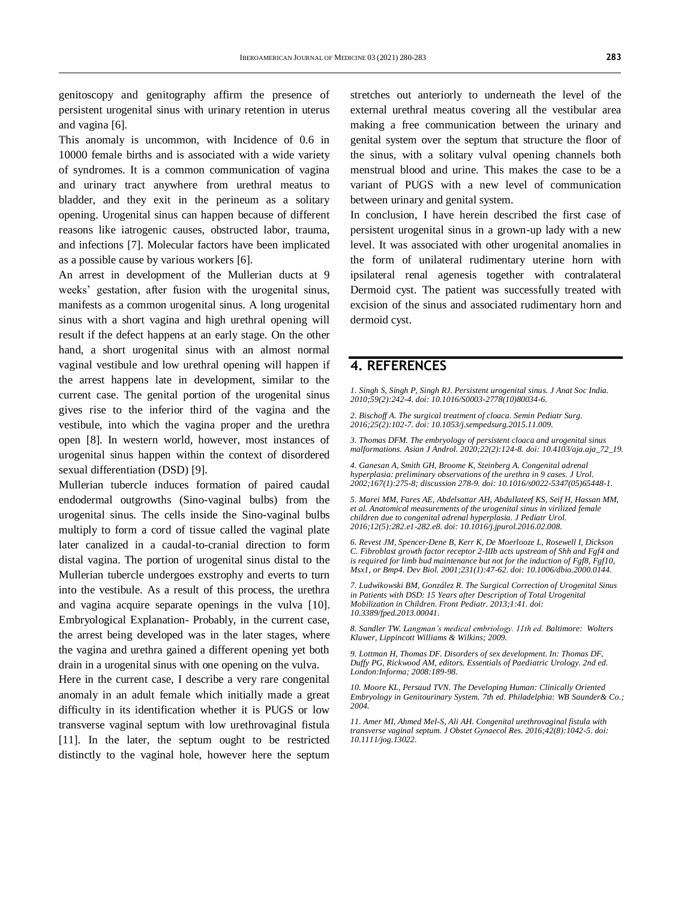genitoscopy and genitography affirm the presence of persistent urogenital sinus with urinary retention in uterus and vagina [6].

This anomaly is uncommon, with Incidence of 0.6 in 10000 female births and is associated with a wide variety of syndromes. It is a common communication of vagina and urinary tract anywhere from urethral meatus to bladder, and they exit in the perineum as a solitary opening. Urogenital sinus can happen because of different reasons like iatrogenic causes, obstructed labor, trauma, and infections [7]. Molecular factors have been implicated as a possible cause by various workers [6].

An arrest in development of the Mullerian ducts at 9 weeks' gestation, after fusion with the urogenital sinus, manifests as a common urogenital sinus. A long urogenital sinus with a short vagina and high urethral opening will result if the defect happens at an early stage. On the other hand, a short urogenital sinus with an almost normal vaginal vestibule and low urethral opening will happen if the arrest happens late in development, similar to the current case. The genital portion of the urogenital sinus gives rise to the inferior third of the vagina and the vestibule, into which the vagina proper and the urethra open [8]. In western world, however, most instances of urogenital sinus happen within the context of disordered sexual differentiation (DSD) [9].

Mullerian tubercle induces formation of paired caudal endodermal outgrowths (Sino-vaginal bulbs) from the urogenital sinus. The cells inside the Sino-vaginal bulbs multiply to form a cord of tissue called the vaginal plate later canalized in a caudal-to-cranial direction to form distal vagina. The portion of urogenital sinus distal to the Mullerian tubercle undergoes exstrophy and everts to turn into the vestibule. As a result of this process, the urethra and vagina acquire separate openings in the vulva [10]. Embryological Explanation- Probably, in the current case, the arrest being developed was in the later stages, where the vagina and urethra gained a different opening yet both drain in a urogenital sinus with one opening on the vulva.

Here in the current case, I describe a very rare congenital anomaly in an adult female which initially made a great difficulty in its identification whether it is PUGS or low transverse vaginal septum with low urethrovaginal fistula [11]. In the later, the septum ought to be restricted distinctly to the vaginal hole, however here the septum stretches out anteriorly to underneath the level of the external urethral meatus covering all the vestibular area making a free communication between the urinary and genital system over the septum that structure the floor of the sinus, with a solitary vulval opening channels both menstrual blood and urine. This makes the case to be a variant of PUGS with a new level of communication between urinary and genital system.

In conclusion, I have herein described the first case of persistent urogenital sinus in a grown-up lady with a new level. It was associated with other urogenital anomalies in the form of unilateral rudimentary uterine horn with ipsilateral renal agenesis together with contralateral Dermoid cyst. The patient was successfully treated with excision of the sinus and associated rudimentary horn and dermoid cyst.

## 4. REFERENCES

*1. Singh S, Singh P, Singh RJ. Persistent urogenital sinus. J Anat Soc India. 2010;59(2):242-4. doi: 10.1016/S0003-2778(10)80034-6.*

*2. Bischoff A. The surgical treatment of cloaca. Semin Pediatr Surg. 2016;25(2):102-7. doi: 10.1053/j.sempedsurg.2015.11.009.*

*3. Thomas DFM. The embryology of persistent cloaca and urogenital sinus malformations. Asian J Androl. 2020;22(2):124-8. doi: 10.4103/aja.aja_72_19.*

*4. Ganesan A, Smith GH, Broome K, Steinberg A. Congenital adrenal hyperplasia: preliminary observations of the urethra in 9 cases. J Urol. 2002;167(1):275-8; discussion 278-9. doi: 10.1016/s0022-5347(05)65448-1.*

*5. Marei MM, Fares AE, Abdelsattar AH, Abdullateef KS, Seif H, Hassan MM, et al. Anatomical measurements of the urogenital sinus in virilized female children due to congenital adrenal hyperplasia. J Pediatr Urol. 2016;12(5):282.e1-282.e8. doi: 10.1016/j.jpurol.2016.02.008.*

*6. Revest JM, Spencer-Dene B, Kerr K, De Moerlooze L, Rosewell I, Dickson C. Fibroblast growth factor receptor 2-IIIb acts upstream of Shh and Fgf4 and is required for limb bud maintenance but not for the induction of Fgf8, Fgf10, Msx1, or Bmp4. Dev Biol. 2001;231(1):47-62. doi: 10.1006/dbio.2000.0144.*

*7. Ludwikowski BM, González R. The Surgical Correction of Urogenital Sinus in Patients with DSD: 15 Years after Description of Total Urogenital Mobilization in Children. Front Pediatr. 2013;1:41. doi: 10.3389/fped.2013.00041.*

*8. Sandler TW. Langman's medical embryology. 11th ed. Baltimore: Wolters Kluwer, Lippincott Williams & Wilkins; 2009.*

*9. Lottman H, Thomas DF. Disorders of sex development. In: Thomas DF, Duffy PG, Rickwood AM, editors. Essentials of Paediatric Urology. 2nd ed. London:Informa; 2008:189-98.*

*10. Moore KL, Persaud TVN. The Developing Human: Clinically Oriented Embryology in Genitourinary System. 7th ed. Philadelphia: WB Saunder& Co.; 2004.*

*11. Amer MI, Ahmed Mel-S, Ali AH. Congenital urethrovaginal fistula with transverse vaginal septum. J Obstet Gynaecol Res. 2016;42(8):1042-5. doi: 10.1111/jog.13022.*